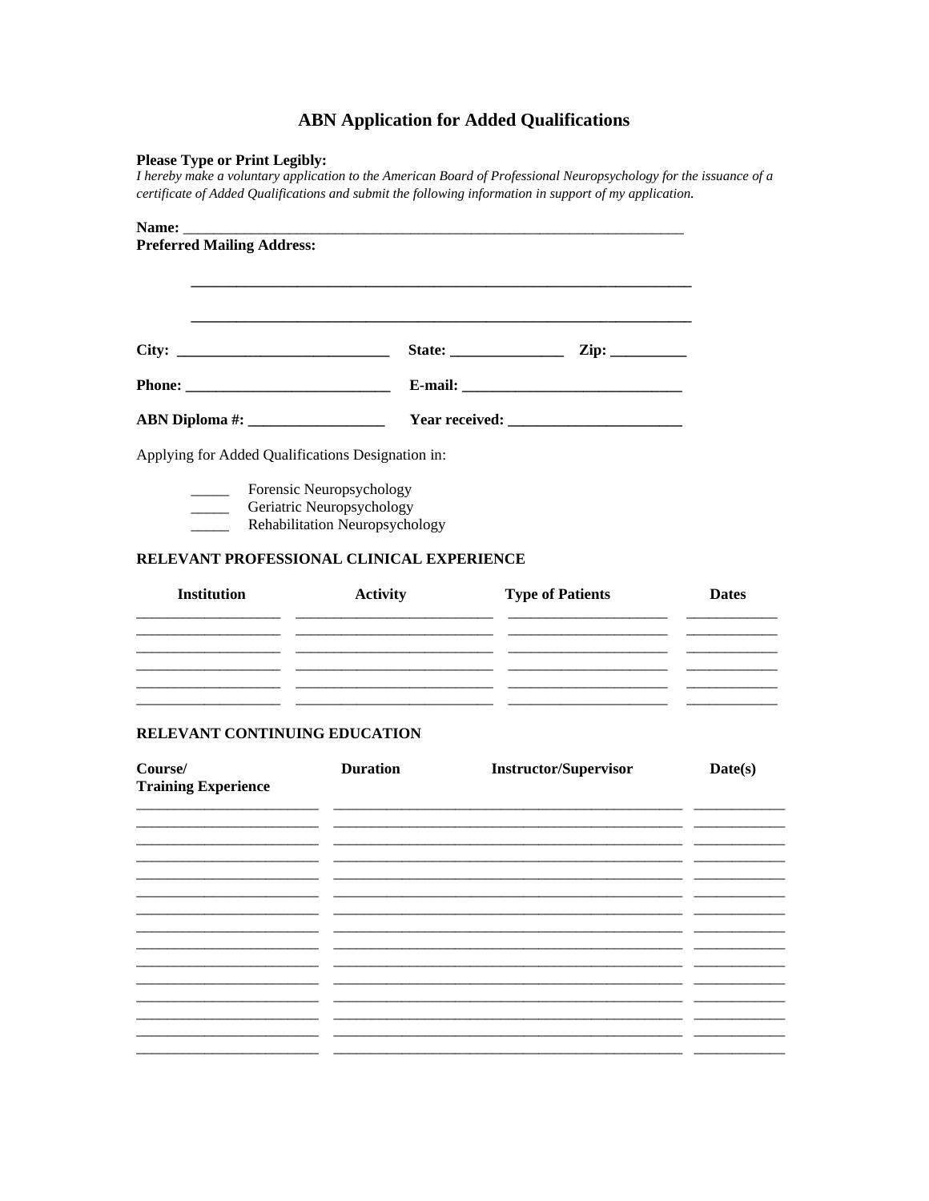# ABN Application for Added Qualifications

**Please Type or Print Legibly:**
*I hereby make a voluntary application to the American Board of Professional Neuropsychology for the issuance of a certificate of Added Qualifications and submit the following information in support of my application.*

**Name:** ____________________________________________________________________

**Preferred Mailing Address:**

_______________________________________________________________

_______________________________________________________________

**City:** ____________________________ **State:** _______________ **Zip:** __________

**Phone:** ___________________________ **E-mail:** _____________________________

**ABN Diploma #:** __________________ **Year received:** _______________________

Applying for Added Qualifications Designation in:

_____ Forensic Neuropsychology
_____ Geriatric Neuropsychology
_____ Rehabilitation Neuropsychology

## RELEVANT PROFESSIONAL CLINICAL EXPERIENCE

| Institution | Activity | Type of Patients | Dates |
|---|---|---|---|
| | | | |
| | | | |
| | | | |
| | | | |
| | | | |
| | | | |

## RELEVANT CONTINUING EDUCATION

| Course/ Training Experience | Duration | Instructor/Supervisor | Date(s) |
|---|---|---|---|
| | | | |
| | | | |
| | | | |
| | | | |
| | | | |
| | | | |
| | | | |
| | | | |
| | | | |
| | | | |
| | | | |
| | | | |
| | | | |
| | | | |
| | | | |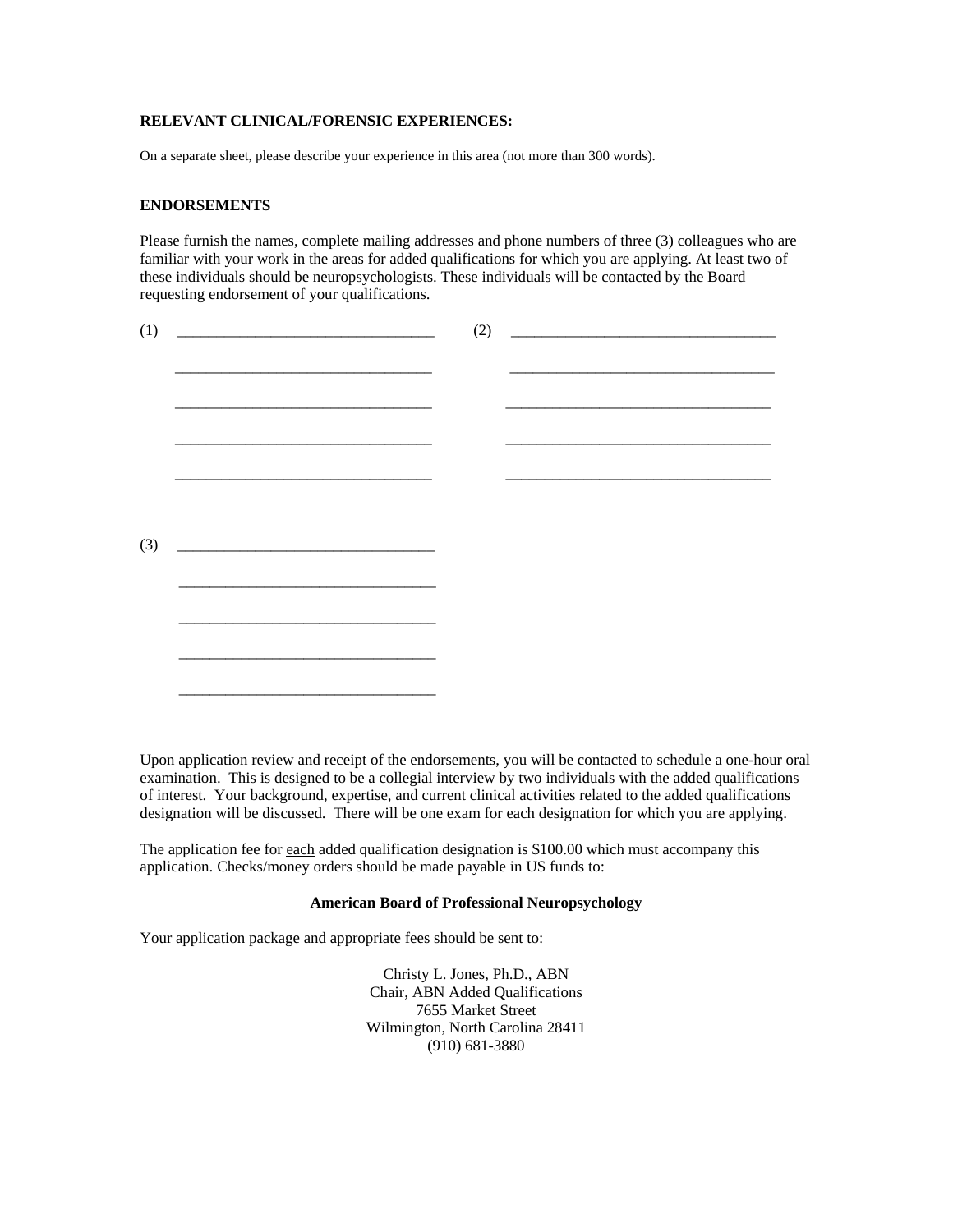**RELEVANT CLINICAL/FORENSIC EXPERIENCES:**

On a separate sheet, please describe your experience in this area (not more than 300 words).

**ENDORSEMENTS**

Please furnish the names, complete mailing addresses and phone numbers of three (3) colleagues who are familiar with your work in the areas for added qualifications for which you are applying. At least two of these individuals should be neuropsychologists. These individuals will be contacted by the Board requesting endorsement of your qualifications.

(1) ________________________________

________________________________

________________________________

________________________________

________________________________

(2) ________________________________

________________________________

________________________________

________________________________

________________________________

(3) ________________________________

________________________________

________________________________

________________________________

________________________________

Upon application review and receipt of the endorsements, you will be contacted to schedule a one-hour oral examination. This is designed to be a collegial interview by two individuals with the added qualifications of interest. Your background, expertise, and current clinical activities related to the added qualifications designation will be discussed. There will be one exam for each designation for which you are applying.

The application fee for <u>each</u> added qualification designation is $100.00 which must accompany this application. Checks/money orders should be made payable in US funds to:

**American Board of Professional Neuropsychology**

Your application package and appropriate fees should be sent to:

Christy L. Jones, Ph.D., ABN  
Chair, ABN Added Qualifications  
7655 Market Street  
Wilmington, North Carolina 28411  
(910) 681-3880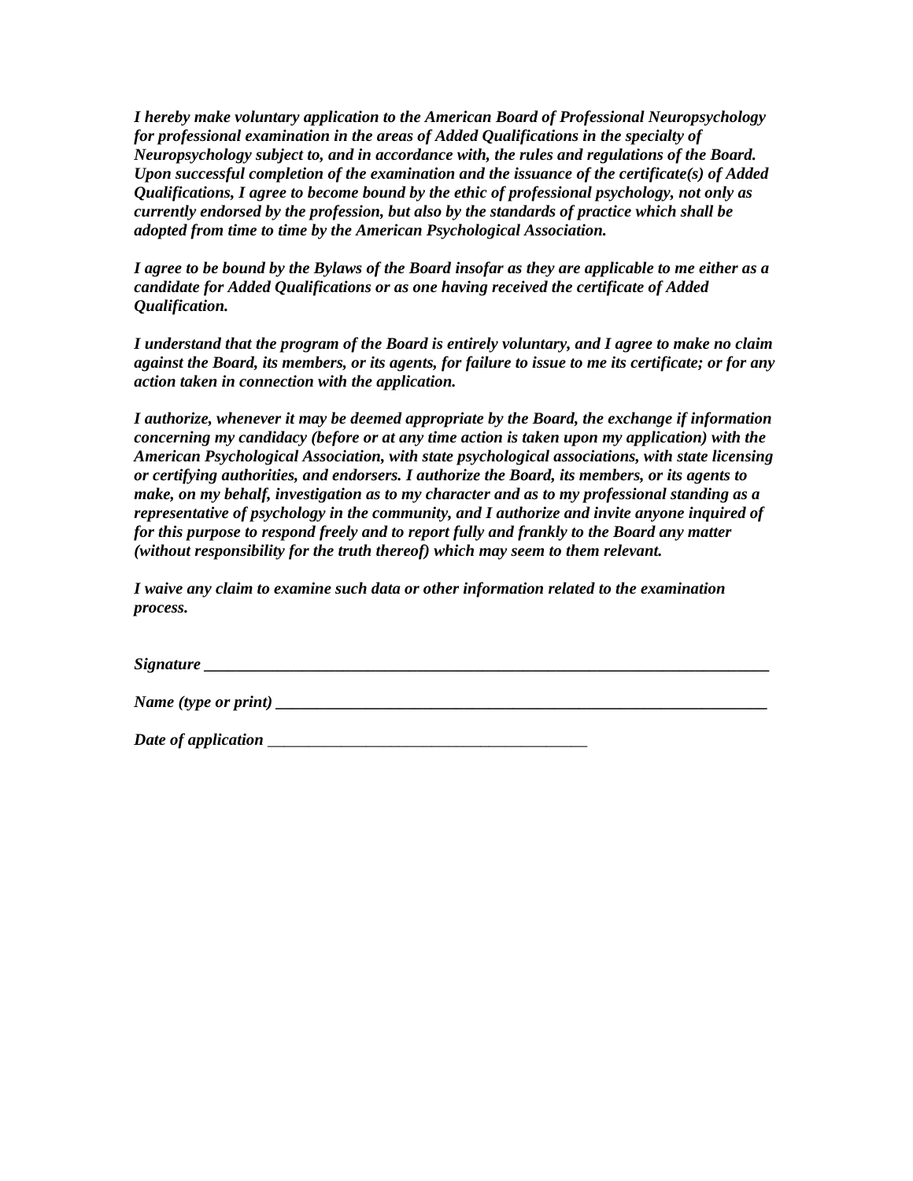***I hereby make voluntary application to the American Board of Professional Neuropsychology for professional examination in the areas of Added Qualifications in the specialty of Neuropsychology subject to, and in accordance with, the rules and regulations of the Board. Upon successful completion of the examination and the issuance of the certificate(s) of Added Qualifications, I agree to become bound by the ethic of professional psychology, not only as currently endorsed by the profession, but also by the standards of practice which shall be adopted from time to time by the American Psychological Association.***

***I agree to be bound by the Bylaws of the Board insofar as they are applicable to me either as a candidate for Added Qualifications or as one having received the certificate of Added Qualification.***

***I understand that the program of the Board is entirely voluntary, and I agree to make no claim against the Board, its members, or its agents, for failure to issue to me its certificate; or for any action taken in connection with the application.***

***I authorize, whenever it may be deemed appropriate by the Board, the exchange if information concerning my candidacy (before or at any time action is taken upon my application) with the American Psychological Association, with state psychological associations, with state licensing or certifying authorities, and endorsers. I authorize the Board, its members, or its agents to make, on my behalf, investigation as to my character and as to my professional standing as a representative of psychology in the community, and I authorize and invite anyone inquired of for this purpose to respond freely and to report fully and frankly to the Board any matter (without responsibility for the truth thereof) which may seem to them relevant.***

***I waive any claim to examine such data or other information related to the examination process.***

***Signature*** ______________________________________________________________________

***Name (type or print)*** ______________________________________________________________

***Date of application*** ________________________________________